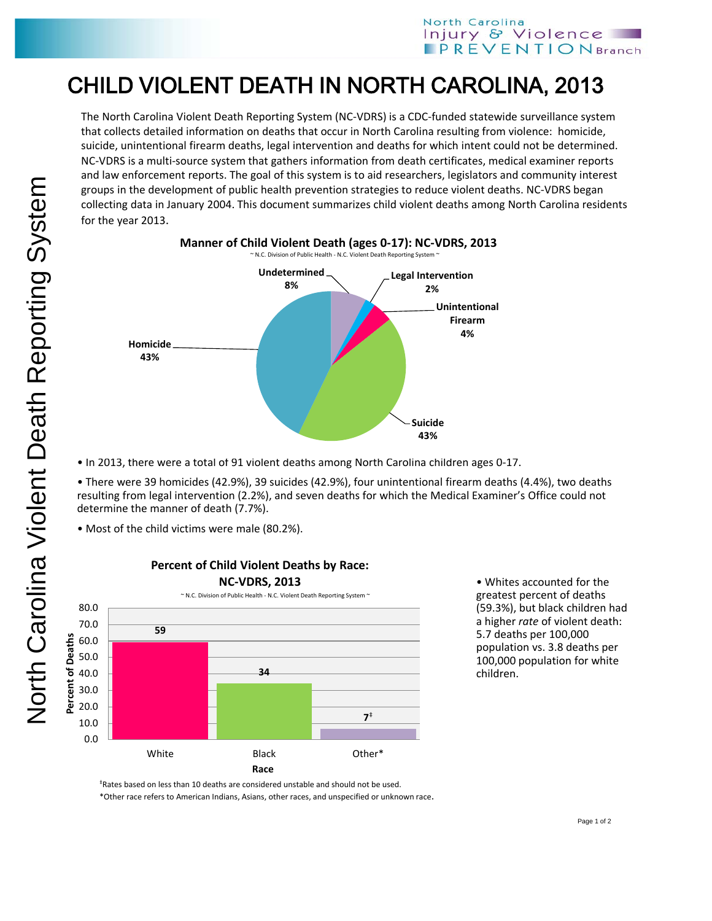# CHILD VIOLENT DEATH IN NORTH CAROLINA, 2013

The North Carolina Violent Death Reporting System (NC-VDRS) is a CDC-funded statewide surveillance system that collects detailed information on deaths that occur in North Carolina resulting from violence: homicide, suicide, unintentional firearm deaths, legal intervention and deaths for which intent could not be determined. NC-VDRS is a multi-source system that gathers information from death certificates, medical examiner reports and law enforcement reports. The goal of this system is to aid researchers, legislators and community interest groups in the development of public health prevention strategies to reduce violent deaths. NC-VDRS began collecting data in January 2004. This document summarizes child violent deaths among North Carolina residents for the year 2013.

**Manner of Child Violent Death (ages 0-17): NC-VDRS, 2013**

~ N.C. Division of Public Health - N.C. Violent Death Reporting System ~

| Manner | Percent |
|---|---|
| Homicide | 43% |
| Suicide | 43% |
| Undetermined | 8% |
| Unintentional Firearm | 4% |
| Legal Intervention | 2% |

- In 2013, there were a total of 91 violent deaths among North Carolina children ages 0-17.
- There were 39 homicides (42.9%), 39 suicides (42.9%), four unintentional firearm deaths (4.4%), two deaths resulting from legal intervention (2.2%), and seven deaths for which the Medical Examiner's Office could not determine the manner of death (7.7%).
- Most of the child victims were male (80.2%).

**Percent of Child Violent Deaths by Race: NC-VDRS, 2013**

~ N.C. Division of Public Health - N.C. Violent Death Reporting System ~

| Race | Percent of Deaths |
|---|---|
| White | 59 |
| Black | 34 |
| Other* | 7‡ |

- Whites accounted for the greatest percent of deaths (59.3%), but black children had a higher *rate* of violent death: 5.7 deaths per 100,000 population vs. 3.8 deaths per 100,000 population for white children.

‡Rates based on less than 10 deaths are considered unstable and should not be used.

*Other race refers to American Indians, Asians, other races, and unspecified or unknown race.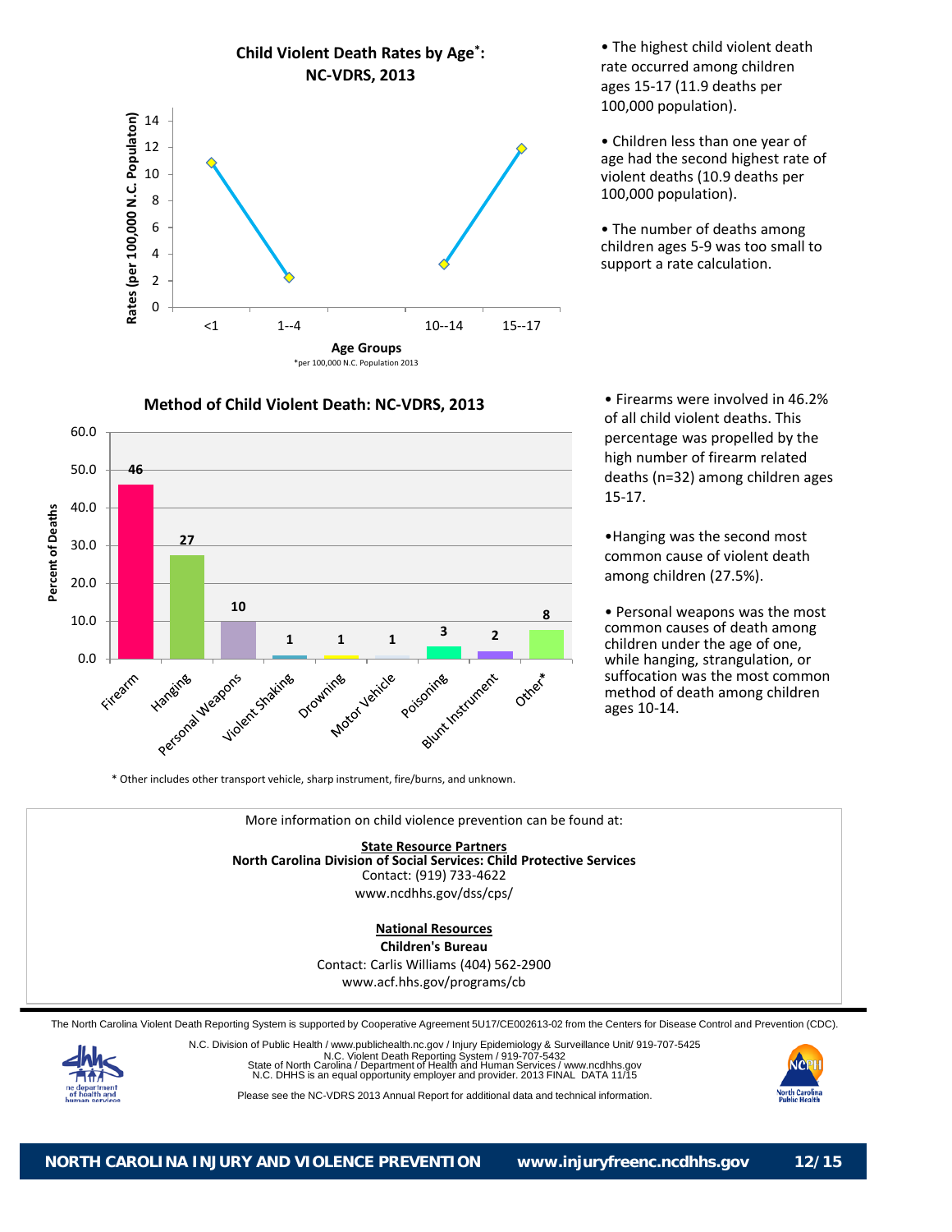## Child Violent Death Rates by Age*: NC-VDRS, 2013

Rates (per 100,000 N.C. Populaton)

14
12
10
8
6
4
2
0

<1
1--4
10--14
15--17

Age Groups

*per 100,000 N.C. Population 2013

- The highest child violent death rate occurred among children ages 15-17 (11.9 deaths per 100,000 population).
- Children less than one year of age had the second highest rate of violent deaths (10.9 deaths per 100,000 population).
- The number of deaths among children ages 5-9 was too small to support a rate calculation.

## Method of Child Violent Death: NC-VDRS, 2013

Percent of Deaths

60.0
50.0
40.0
30.0
20.0
10.0
0.0

Firearm 46
Hanging 27
Personal Weapons 10
Violent Shaking 1
Drowning 1
Motor Vehicle 1
Poisoning 3
Blunt Instrument 2
Other* 8

* Other includes other transport vehicle, sharp instrument, fire/burns, and unknown.

- Firearms were involved in 46.2% of all child violent deaths. This percentage was propelled by the high number of firearm related deaths (n=32) among children ages 15-17.
- Hanging was the second most common cause of violent death among children (27.5%).
- Personal weapons was the most common causes of death among children under the age of one, while hanging, strangulation, or suffocation was the most common method of death among children ages 10-14.

More information on child violence prevention can be found at:

**State Resource Partners**
**North Carolina Division of Social Services: Child Protective Services**
Contact: (919) 733-4622
www.ncdhhs.gov/dss/cps/

**National Resources**
**Children's Bureau**
Contact: Carlis Williams (404) 562-2900
www.acf.hhs.gov/programs/cb

The North Carolina Violent Death Reporting System is supported by Cooperative Agreement 5U17/CE002613-02 from the Centers for Disease Control and Prevention (CDC).

N.C. Division of Public Health / www.publichealth.nc.gov / Injury Epidemiology & Surveillance Unit/ 919-707-5425
N.C. Violent Death Reporting System / 919-707-5432
State of North Carolina / Department of Health and Human Services / www.ncdhhs.gov
N.C. DHHS is an equal opportunity employer and provider. 2013 FINAL DATA 11/15

Please see the NC-VDRS 2013 Annual Report for additional data and technical information.